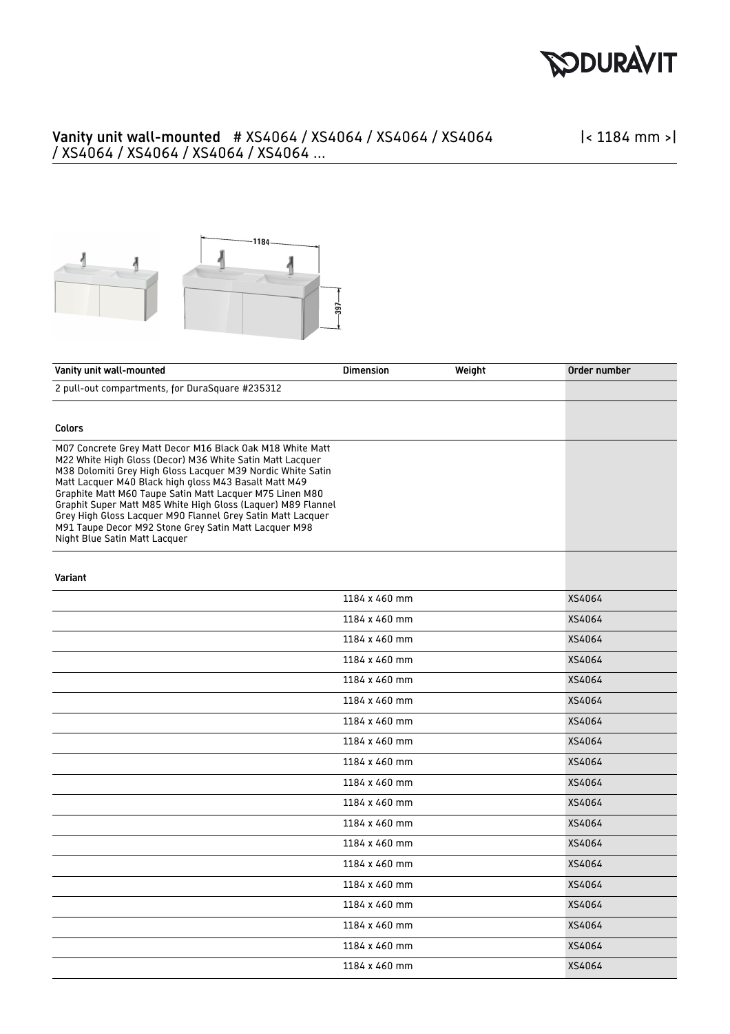## Vanity unit wall-mounted # XS4064 / XS4064 / XS4064 / XS4064 / XS4064 / XS4064 / XS4064 / XS4064 ...

|< 1184 mm >|

| Vanity unit wall-mounted | Dimension | Weight | Order number |
|---|---|---|---|
| 2 pull-out compartments, for DuraSquare #235312 | | | |
| **Colors** | | | |
| M07 Concrete Grey Matt Decor M16 Black Oak M18 White Matt M22 White High Gloss (Decor) M36 White Satin Matt Lacquer M38 Dolomiti Grey High Gloss Lacquer M39 Nordic White Satin Matt Lacquer M40 Black high gloss M43 Basalt Matt M49 Graphite Matt M60 Taupe Satin Matt Lacquer M75 Linen M80 Graphit Super Matt M85 White High Gloss (Laquer) M89 Flannel Grey High Gloss Lacquer M90 Flannel Grey Satin Matt Lacquer M91 Taupe Decor M92 Stone Grey Satin Matt Lacquer M98 Night Blue Satin Matt Lacquer | | | |
| **Variant** | | | |
| | 1184 x 460 mm | | XS4064 |
| | 1184 x 460 mm | | XS4064 |
| | 1184 x 460 mm | | XS4064 |
| | 1184 x 460 mm | | XS4064 |
| | 1184 x 460 mm | | XS4064 |
| | 1184 x 460 mm | | XS4064 |
| | 1184 x 460 mm | | XS4064 |
| | 1184 x 460 mm | | XS4064 |
| | 1184 x 460 mm | | XS4064 |
| | 1184 x 460 mm | | XS4064 |
| | 1184 x 460 mm | | XS4064 |
| | 1184 x 460 mm | | XS4064 |
| | 1184 x 460 mm | | XS4064 |
| | 1184 x 460 mm | | XS4064 |
| | 1184 x 460 mm | | XS4064 |
| | 1184 x 460 mm | | XS4064 |
| | 1184 x 460 mm | | XS4064 |
| | 1184 x 460 mm | | XS4064 |
| | 1184 x 460 mm | | XS4064 |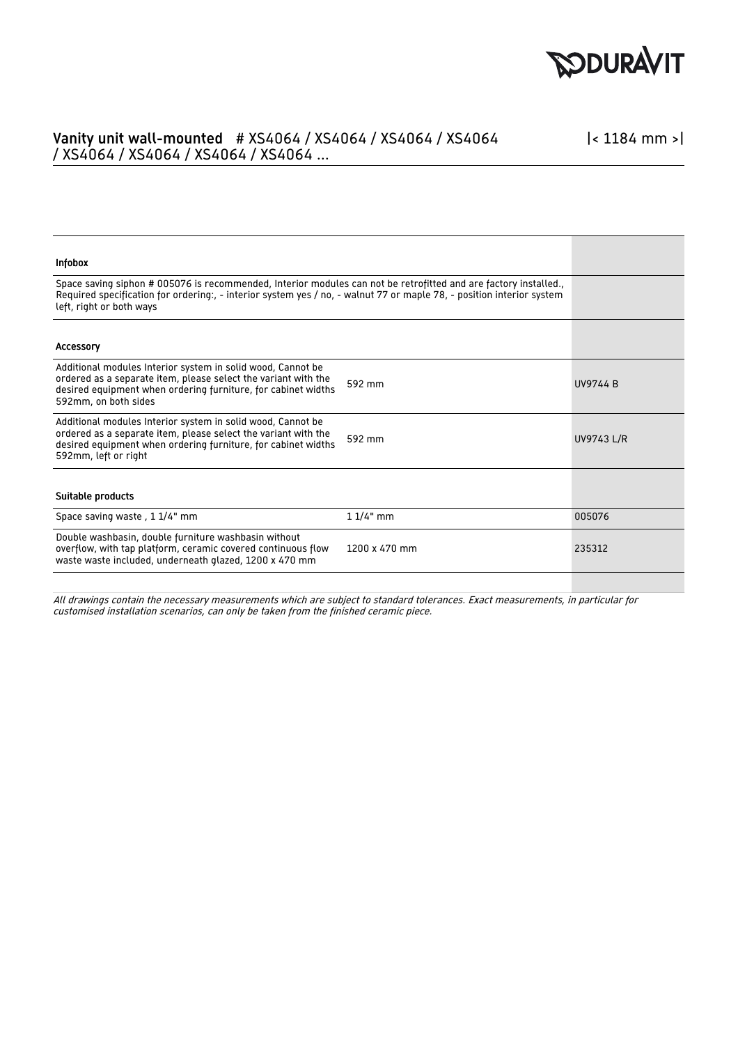# Vanity unit wall-mounted # XS4064 / XS4064 / XS4064 / XS4064 / XS4064 / XS4064 / XS4064 / XS4064 ...

|< 1184 mm >|

| | | |
|---|---|---|
| **Infobox** | | |
| Space saving siphon # 005076 is recommended, Interior modules can not be retrofitted and are factory installed., Required specification for ordering:, - interior system yes / no, - walnut 77 or maple 78, - position interior system left, right or both ways | | |
| **Accessory** | | |
| Additional modules Interior system in solid wood, Cannot be ordered as a separate item, please select the variant with the desired equipment when ordering furniture, for cabinet widths 592mm, on both sides | 592 mm | UV9744 B |
| Additional modules Interior system in solid wood, Cannot be ordered as a separate item, please select the variant with the desired equipment when ordering furniture, for cabinet widths 592mm, left or right | 592 mm | UV9743 L/R |
| **Suitable products** | | |
| Space saving waste , 1 1/4" mm | 1 1/4" mm | 005076 |
| Double washbasin, double furniture washbasin without overflow, with tap platform, ceramic covered continuous flow waste waste included, underneath glazed, 1200 x 470 mm | 1200 x 470 mm | 235312 |

*All drawings contain the necessary measurements which are subject to standard tolerances. Exact measurements, in particular for customised installation scenarios, can only be taken from the finished ceramic piece.*